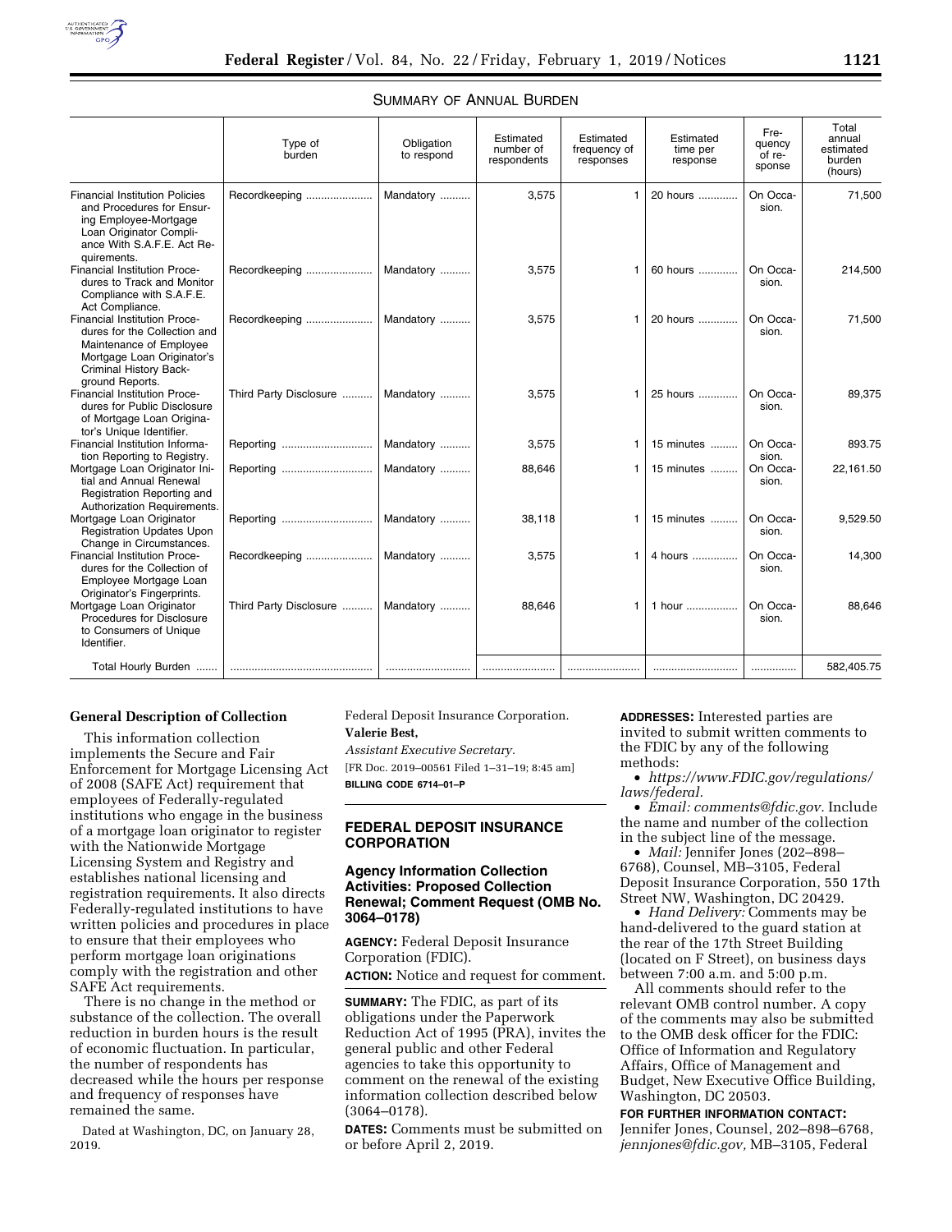SUMMARY OF ANNUAL BURDEN

| | Type of burden | Obligation to respond | Estimated number of respondents | Estimated frequency of responses | Estimated time per response | Frequency of response | Total annual estimated burden (hours) |
|---|---|---|---|---|---|---|---|
| Financial Institution Policies and Procedures for Ensuring Employee-Mortgage Loan Originator Compliance With S.A.F.E. Act Requirements. | Recordkeeping | Mandatory | 3,575 | 1 | 20 hours | On Occasion. | 71,500 |
| Financial Institution Procedures to Track and Monitor Compliance with S.A.F.E. Act Compliance. | Recordkeeping | Mandatory | 3,575 | 1 | 60 hours | On Occasion. | 214,500 |
| Financial Institution Procedures for the Collection and Maintenance of Employee Mortgage Loan Originator's Criminal History Background Reports. | Recordkeeping | Mandatory | 3,575 | 1 | 20 hours | On Occasion. | 71,500 |
| Financial Institution Procedures for Public Disclosure of Mortgage Loan Originator's Unique Identifier. | Third Party Disclosure | Mandatory | 3,575 | 1 | 25 hours | On Occasion. | 89,375 |
| Financial Institution Information Reporting to Registry. | Reporting | Mandatory | 3,575 | 1 | 15 minutes | On Occasion. | 893.75 |
| Mortgage Loan Originator Initial and Annual Renewal Registration Reporting and Authorization Requirements. | Reporting | Mandatory | 88,646 | 1 | 15 minutes | On Occasion. | 22,161.50 |
| Mortgage Loan Originator Registration Updates Upon Change in Circumstances. | Reporting | Mandatory | 38,118 | 1 | 15 minutes | On Occasion. | 9,529.50 |
| Financial Institution Procedures for the Collection of Employee Mortgage Loan Originator's Fingerprints. | Recordkeeping | Mandatory | 3,575 | 1 | 4 hours | On Occasion. | 14,300 |
| Mortgage Loan Originator Procedures for Disclosure to Consumers of Unique Identifier. | Third Party Disclosure | Mandatory | 88,646 | 1 | 1 hour | On Occasion. | 88,646 |
| Total Hourly Burden | | | | | | | 582,405.75 |

**General Description of Collection**

This information collection implements the Secure and Fair Enforcement for Mortgage Licensing Act of 2008 (SAFE Act) requirement that employees of Federally-regulated institutions who engage in the business of a mortgage loan originator to register with the Nationwide Mortgage Licensing System and Registry and establishes national licensing and registration requirements. It also directs Federally-regulated institutions to have written policies and procedures in place to ensure that their employees who perform mortgage loan originations comply with the registration and other SAFE Act requirements.

There is no change in the method or substance of the collection. The overall reduction in burden hours is the result of economic fluctuation. In particular, the number of respondents has decreased while the hours per response and frequency of responses have remained the same.

Dated at Washington, DC, on January 28, 2019.

Federal Deposit Insurance Corporation.

**Valerie Best,**

*Assistant Executive Secretary.*

[FR Doc. 2019–00561 Filed 1–31–19; 8:45 am]

**BILLING CODE 6714–01–P**

## FEDERAL DEPOSIT INSURANCE CORPORATION

### Agency Information Collection Activities: Proposed Collection Renewal; Comment Request (OMB No. 3064–0178)

**AGENCY:** Federal Deposit Insurance Corporation (FDIC).

**ACTION:** Notice and request for comment.

**SUMMARY:** The FDIC, as part of its obligations under the Paperwork Reduction Act of 1995 (PRA), invites the general public and other Federal agencies to take this opportunity to comment on the renewal of the existing information collection described below (3064–0178).

**DATES:** Comments must be submitted on or before April 2, 2019.

**ADDRESSES:** Interested parties are invited to submit written comments to the FDIC by any of the following methods:

- *https://www.FDIC.gov/regulations/laws/federal.*
- *Email: comments@fdic.gov.* Include the name and number of the collection in the subject line of the message.
- *Mail:* Jennifer Jones (202–898–6768), Counsel, MB–3105, Federal Deposit Insurance Corporation, 550 17th Street NW, Washington, DC 20429.
- *Hand Delivery:* Comments may be hand-delivered to the guard station at the rear of the 17th Street Building (located on F Street), on business days between 7:00 a.m. and 5:00 p.m.

All comments should refer to the relevant OMB control number. A copy of the comments may also be submitted to the OMB desk officer for the FDIC: Office of Information and Regulatory Affairs, Office of Management and Budget, New Executive Office Building, Washington, DC 20503.

**FOR FURTHER INFORMATION CONTACT:** Jennifer Jones, Counsel, 202–898–6768, *jennjones@fdic.gov,* MB–3105, Federal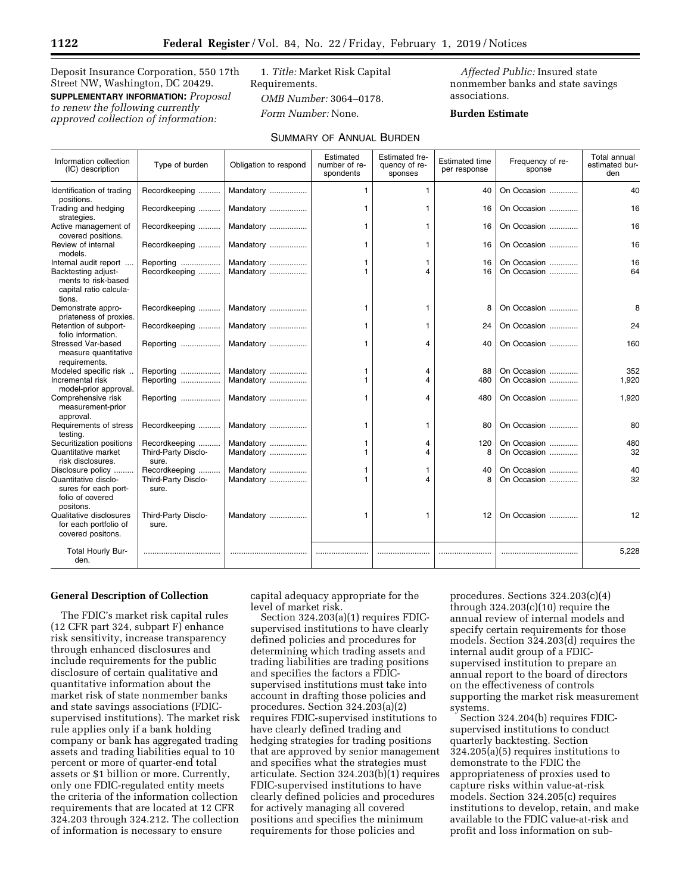Deposit Insurance Corporation, 550 17th Street NW, Washington, DC 20429.

**SUPPLEMENTARY INFORMATION:** *Proposal to renew the following currently approved collection of information:*

1. *Title:* Market Risk Capital Requirements.

*OMB Number:* 3064–0178.

*Form Number:* None.

*Affected Public:* Insured state nonmember banks and state savings associations.

**Burden Estimate**

SUMMARY OF ANNUAL BURDEN

| Information collection (IC) description | Type of burden | Obligation to respond | Estimated number of respondents | Estimated frequency of responses | Estimated time per response | Frequency of response | Total annual estimated burden |
|---|---|---|---|---|---|---|---|
| Identification of trading positions. | Recordkeeping | Mandatory | 1 | 1 | 40 | On Occasion | 40 |
| Trading and hedging strategies. | Recordkeeping | Mandatory | 1 | 1 | 16 | On Occasion | 16 |
| Active management of covered positions. | Recordkeeping | Mandatory | 1 | 1 | 16 | On Occasion | 16 |
| Review of internal models. | Recordkeeping | Mandatory | 1 | 1 | 16 | On Occasion | 16 |
| Internal audit report | Reporting | Mandatory | 1 | 1 | 16 | On Occasion | 16 |
| Backtesting adjustments to risk-based capital ratio calculations. | Recordkeeping | Mandatory | 1 | 4 | 16 | On Occasion | 64 |
| Demonstrate appropriateness of proxies. | Recordkeeping | Mandatory | 1 | 1 | 8 | On Occasion | 8 |
| Retention of subportfolio information. | Recordkeeping | Mandatory | 1 | 1 | 24 | On Occasion | 24 |
| Stressed Var-based measure quantitative requirements. | Reporting | Mandatory | 1 | 4 | 40 | On Occasion | 160 |
| Modeled specific risk | Reporting | Mandatory | 1 | 4 | 88 | On Occasion | 352 |
| Incremental risk model-prior approval. | Reporting | Mandatory | 1 | 4 | 480 | On Occasion | 1,920 |
| Comprehensive risk measurement-prior approval. | Reporting | Mandatory | 1 | 4 | 480 | On Occasion | 1,920 |
| Requirements of stress testing. | Recordkeeping | Mandatory | 1 | 1 | 80 | On Occasion | 80 |
| Securitization positions | Recordkeeping | Mandatory | 1 | 4 | 120 | On Occasion | 480 |
| Quantitative market risk disclosures. | Third-Party Disclosure. | Mandatory | 1 | 4 | 8 | On Occasion | 32 |
| Disclosure policy | Recordkeeping | Mandatory | 1 | 1 | 40 | On Occasion | 40 |
| Quantitative disclosures for each portfolio of covered positons. | Third-Party Disclosure. | Mandatory | 1 | 4 | 8 | On Occasion | 32 |
| Qualitative disclosures for each portfolio of covered positons. | Third-Party Disclosure. | Mandatory | 1 | 1 | 12 | On Occasion | 12 |
| Total Hourly Burden. | | | | | | | 5,228 |

**General Description of Collection**

The FDIC's market risk capital rules (12 CFR part 324, subpart F) enhance risk sensitivity, increase transparency through enhanced disclosures and include requirements for the public disclosure of certain qualitative and quantitative information about the market risk of state nonmember banks and state savings associations (FDIC-supervised institutions). The market risk rule applies only if a bank holding company or bank has aggregated trading assets and trading liabilities equal to 10 percent or more of quarter-end total assets or $1 billion or more. Currently, only one FDIC-regulated entity meets the criteria of the information collection requirements that are located at 12 CFR 324.203 through 324.212. The collection of information is necessary to ensure capital adequacy appropriate for the level of market risk.

Section 324.203(a)(1) requires FDIC-supervised institutions to have clearly defined policies and procedures for determining which trading assets and trading liabilities are trading positions and specifies the factors a FDIC-supervised institutions must take into account in drafting those policies and procedures. Section 324.203(a)(2) requires FDIC-supervised institutions to have clearly defined trading and hedging strategies for trading positions that are approved by senior management and specifies what the strategies must articulate. Section 324.203(b)(1) requires FDIC-supervised institutions to have clearly defined policies and procedures for actively managing all covered positions and specifies the minimum requirements for those policies and procedures. Sections 324.203(c)(4) through 324.203(c)(10) require the annual review of internal models and specify certain requirements for those models. Section 324.203(d) requires the internal audit group of a FDIC-supervised institution to prepare an annual report to the board of directors on the effectiveness of controls supporting the market risk measurement systems.

Section 324.204(b) requires FDIC-supervised institutions to conduct quarterly backtesting. Section 324.205(a)(5) requires institutions to demonstrate to the FDIC the appropriateness of proxies used to capture risks within value-at-risk models. Section 324.205(c) requires institutions to develop, retain, and make available to the FDIC value-at-risk and profit and loss information on sub-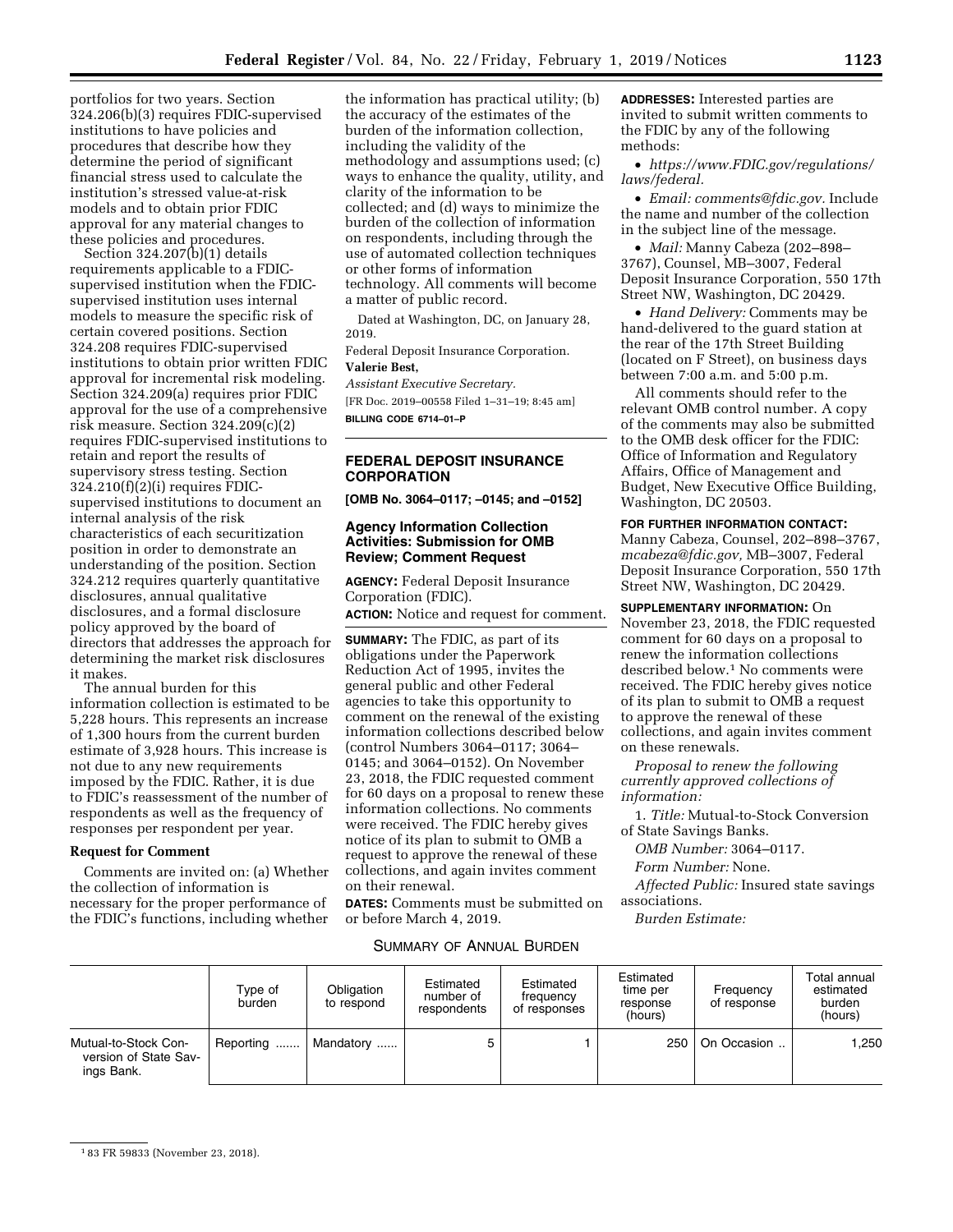portfolios for two years. Section 324.206(b)(3) requires FDIC-supervised institutions to have policies and procedures that describe how they determine the period of significant financial stress used to calculate the institution's stressed value-at-risk models and to obtain prior FDIC approval for any material changes to these policies and procedures.

Section 324.207(b)(1) details requirements applicable to a FDIC-supervised institution when the FDIC-supervised institution uses internal models to measure the specific risk of certain covered positions. Section 324.208 requires FDIC-supervised institutions to obtain prior written FDIC approval for incremental risk modeling. Section 324.209(a) requires prior FDIC approval for the use of a comprehensive risk measure. Section 324.209(c)(2) requires FDIC-supervised institutions to retain and report the results of supervisory stress testing. Section 324.210(f)(2)(i) requires FDIC-supervised institutions to document an internal analysis of the risk characteristics of each securitization position in order to demonstrate an understanding of the position. Section 324.212 requires quarterly quantitative disclosures, annual qualitative disclosures, and a formal disclosure policy approved by the board of directors that addresses the approach for determining the market risk disclosures it makes.

The annual burden for this information collection is estimated to be 5,228 hours. This represents an increase of 1,300 hours from the current burden estimate of 3,928 hours. This increase is not due to any new requirements imposed by the FDIC. Rather, it is due to FDIC's reassessment of the number of respondents as well as the frequency of responses per respondent per year.

**Request for Comment**

Comments are invited on: (a) Whether the collection of information is necessary for the proper performance of the FDIC's functions, including whether the information has practical utility; (b) the accuracy of the estimates of the burden of the information collection, including the validity of the methodology and assumptions used; (c) ways to enhance the quality, utility, and clarity of the information to be collected; and (d) ways to minimize the burden of the collection of information on respondents, including through the use of automated collection techniques or other forms of information technology. All comments will become a matter of public record.

Dated at Washington, DC, on January 28, 2019.

Federal Deposit Insurance Corporation.

**Valerie Best,**

*Assistant Executive Secretary.*

[FR Doc. 2019–00558 Filed 1–31–19; 8:45 am]

**BILLING CODE 6714–01–P**

## FEDERAL DEPOSIT INSURANCE CORPORATION

**[OMB No. 3064–0117; –0145; and –0152]**

### Agency Information Collection Activities: Submission for OMB Review; Comment Request

**AGENCY:** Federal Deposit Insurance Corporation (FDIC).

**ACTION:** Notice and request for comment.

**SUMMARY:** The FDIC, as part of its obligations under the Paperwork Reduction Act of 1995, invites the general public and other Federal agencies to take this opportunity to comment on the renewal of the existing information collections described below (control Numbers 3064–0117; 3064–0145; and 3064–0152). On November 23, 2018, the FDIC requested comment for 60 days on a proposal to renew these information collections. No comments were received. The FDIC hereby gives notice of its plan to submit to OMB a request to approve the renewal of these collections, and again invites comment on their renewal.

**DATES:** Comments must be submitted on or before March 4, 2019.

**ADDRESSES:** Interested parties are invited to submit written comments to the FDIC by any of the following methods:

- *https://www.FDIC.gov/regulations/laws/federal.*
- *Email: comments@fdic.gov.* Include the name and number of the collection in the subject line of the message.
- *Mail:* Manny Cabeza (202–898–3767), Counsel, MB–3007, Federal Deposit Insurance Corporation, 550 17th Street NW, Washington, DC 20429.
- *Hand Delivery:* Comments may be hand-delivered to the guard station at the rear of the 17th Street Building (located on F Street), on business days between 7:00 a.m. and 5:00 p.m.

All comments should refer to the relevant OMB control number. A copy of the comments may also be submitted to the OMB desk officer for the FDIC: Office of Information and Regulatory Affairs, Office of Management and Budget, New Executive Office Building, Washington, DC 20503.

**FOR FURTHER INFORMATION CONTACT:** Manny Cabeza, Counsel, 202–898–3767, *mcabeza@fdic.gov,* MB–3007, Federal Deposit Insurance Corporation, 550 17th Street NW, Washington, DC 20429.

**SUPPLEMENTARY INFORMATION:** On November 23, 2018, the FDIC requested comment for 60 days on a proposal to renew the information collections described below.[1] No comments were received. The FDIC hereby gives notice of its plan to submit to OMB a request to approve the renewal of these collections, and again invites comment on these renewals.

*Proposal to renew the following currently approved collections of information:*

1. *Title:* Mutual-to-Stock Conversion of State Savings Banks.

*OMB Number:* 3064–0117.

*Form Number:* None.

*Affected Public:* Insured state savings associations.

*Burden Estimate:*

SUMMARY OF ANNUAL BURDEN

| | Type of burden | Obligation to respond | Estimated number of respondents | Estimated frequency of responses | Estimated time per response (hours) | Frequency of response | Total annual estimated burden (hours) |
|---|---|---|---|---|---|---|---|
| Mutual-to-Stock Conversion of State Savings Bank. | Reporting | Mandatory | 5 | 1 | 250 | On Occasion | 1,250 |

[1] 83 FR 59833 (November 23, 2018).